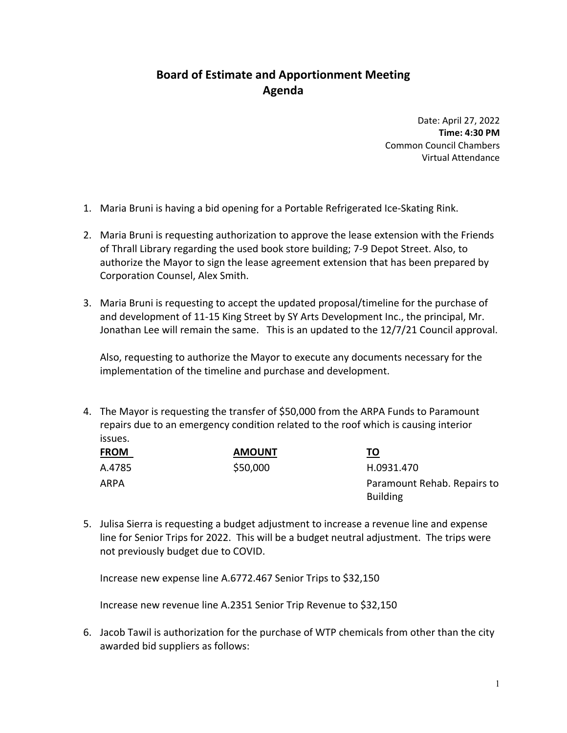# Board of Estimate and Apportionment Meeting
# Agenda

Date: April 27, 2022
**Time: 4:30 PM**
Common Council Chambers
Virtual Attendance

1. Maria Bruni is having a bid opening for a Portable Refrigerated Ice-Skating Rink.

2. Maria Bruni is requesting authorization to approve the lease extension with the Friends of Thrall Library regarding the used book store building; 7-9 Depot Street. Also, to authorize the Mayor to sign the lease agreement extension that has been prepared by Corporation Counsel, Alex Smith.

3. Maria Bruni is requesting to accept the updated proposal/timeline for the purchase of and development of 11-15 King Street by SY Arts Development Inc., the principal, Mr. Jonathan Lee will remain the same. This is an updated to the 12/7/21 Council approval.

   Also, requesting to authorize the Mayor to execute any documents necessary for the implementation of the timeline and purchase and development.

4. The Mayor is requesting the transfer of $50,000 from the ARPA Funds to Paramount repairs due to an emergency condition related to the roof which is causing interior issues.

| FROM | AMOUNT | TO |
|---|---|---|
| A.4785 | $50,000 | H.0931.470 |
| ARPA | | Paramount Rehab. Repairs to Building |

5. Julisa Sierra is requesting a budget adjustment to increase a revenue line and expense line for Senior Trips for 2022. This will be a budget neutral adjustment. The trips were not previously budget due to COVID.

   Increase new expense line A.6772.467 Senior Trips to $32,150

   Increase new revenue line A.2351 Senior Trip Revenue to $32,150

6. Jacob Tawil is authorization for the purchase of WTP chemicals from other than the city awarded bid suppliers as follows: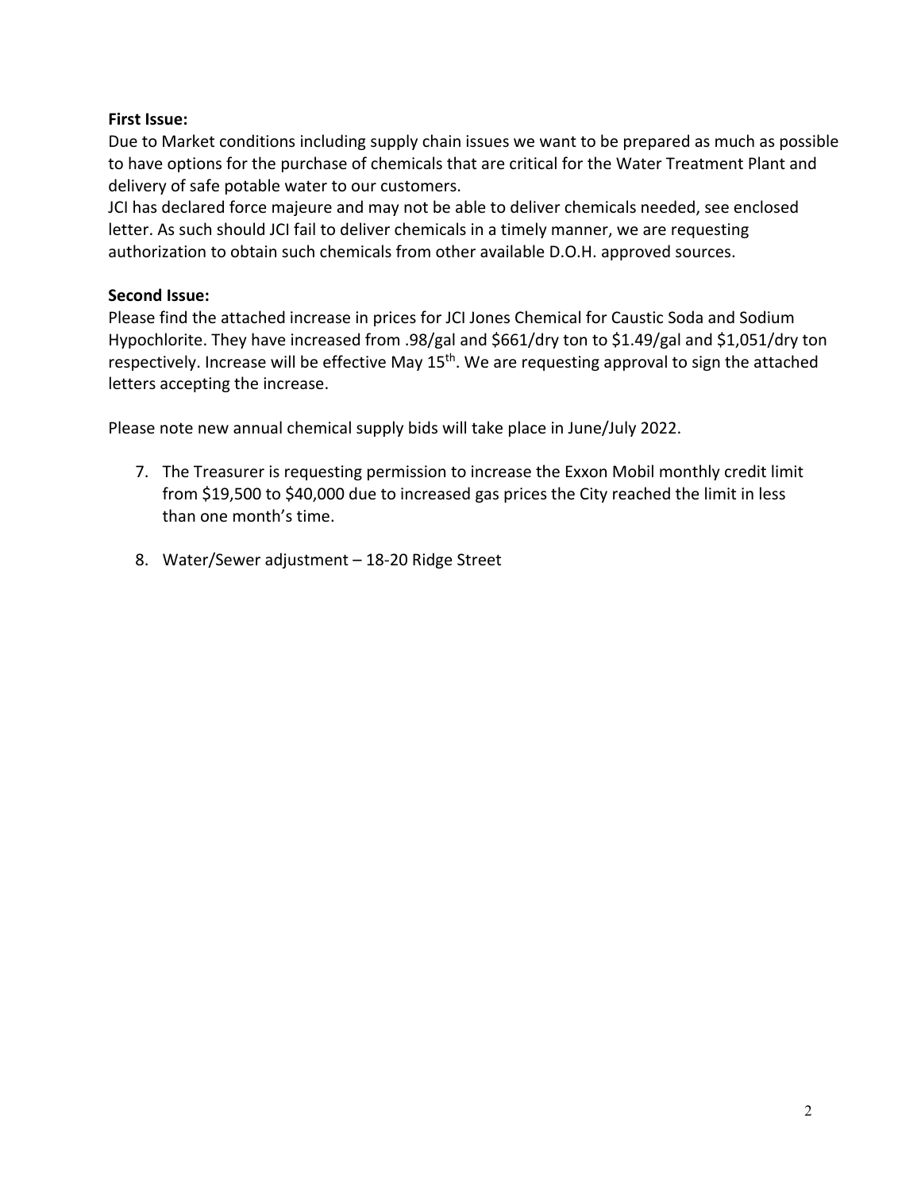**First Issue:**
Due to Market conditions including supply chain issues we want to be prepared as much as possible to have options for the purchase of chemicals that are critical for the Water Treatment Plant and delivery of safe potable water to our customers.
JCI has declared force majeure and may not be able to deliver chemicals needed, see enclosed letter. As such should JCI fail to deliver chemicals in a timely manner, we are requesting authorization to obtain such chemicals from other available D.O.H. approved sources.

**Second Issue:**
Please find the attached increase in prices for JCI Jones Chemical for Caustic Soda and Sodium Hypochlorite. They have increased from .98/gal and $661/dry ton to $1.49/gal and $1,051/dry ton respectively. Increase will be effective May 15th. We are requesting approval to sign the attached letters accepting the increase.

Please note new annual chemical supply bids will take place in June/July 2022.

7. The Treasurer is requesting permission to increase the Exxon Mobil monthly credit limit from $19,500 to $40,000 due to increased gas prices the City reached the limit in less than one month's time.

8. Water/Sewer adjustment – 18-20 Ridge Street